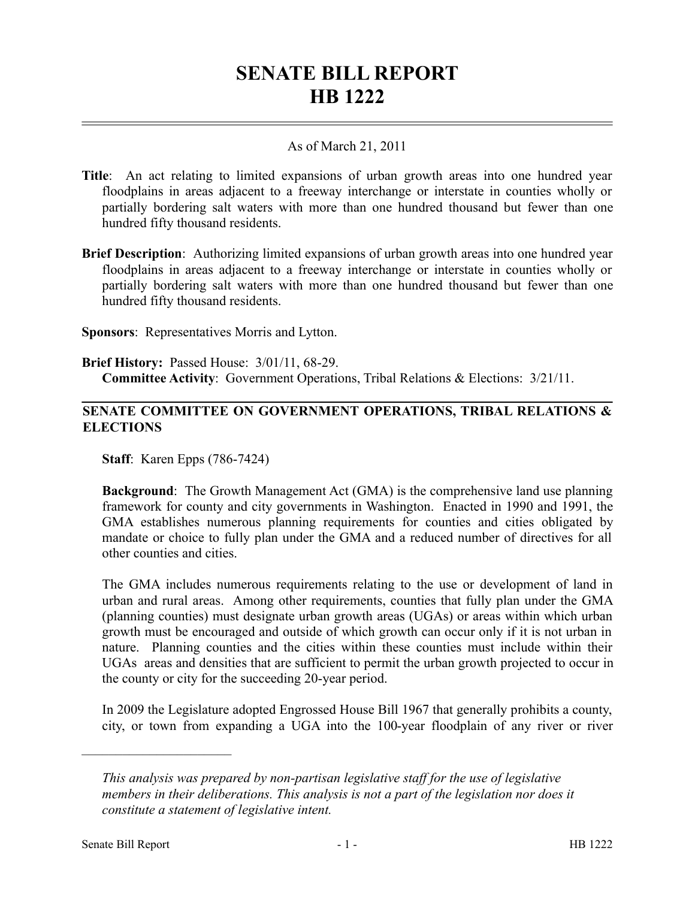# SENATE BILL REPORT
# HB 1222

As of March 21, 2011

**Title**: An act relating to limited expansions of urban growth areas into one hundred year floodplains in areas adjacent to a freeway interchange or interstate in counties wholly or partially bordering salt waters with more than one hundred thousand but fewer than one hundred fifty thousand residents.

**Brief Description**: Authorizing limited expansions of urban growth areas into one hundred year floodplains in areas adjacent to a freeway interchange or interstate in counties wholly or partially bordering salt waters with more than one hundred thousand but fewer than one hundred fifty thousand residents.

**Sponsors**: Representatives Morris and Lytton.

**Brief History:** Passed House: 3/01/11, 68-29.
**Committee Activity**: Government Operations, Tribal Relations & Elections: 3/21/11.

## SENATE COMMITTEE ON GOVERNMENT OPERATIONS, TRIBAL RELATIONS & ELECTIONS

**Staff**: Karen Epps (786-7424)

**Background**: The Growth Management Act (GMA) is the comprehensive land use planning framework for county and city governments in Washington. Enacted in 1990 and 1991, the GMA establishes numerous planning requirements for counties and cities obligated by mandate or choice to fully plan under the GMA and a reduced number of directives for all other counties and cities.

The GMA includes numerous requirements relating to the use or development of land in urban and rural areas. Among other requirements, counties that fully plan under the GMA (planning counties) must designate urban growth areas (UGAs) or areas within which urban growth must be encouraged and outside of which growth can occur only if it is not urban in nature. Planning counties and the cities within these counties must include within their UGAs areas and densities that are sufficient to permit the urban growth projected to occur in the county or city for the succeeding 20-year period.

In 2009 the Legislature adopted Engrossed House Bill 1967 that generally prohibits a county, city, or town from expanding a UGA into the 100-year floodplain of any river or river

---

*This analysis was prepared by non-partisan legislative staff for the use of legislative members in their deliberations. This analysis is not a part of the legislation nor does it constitute a statement of legislative intent.*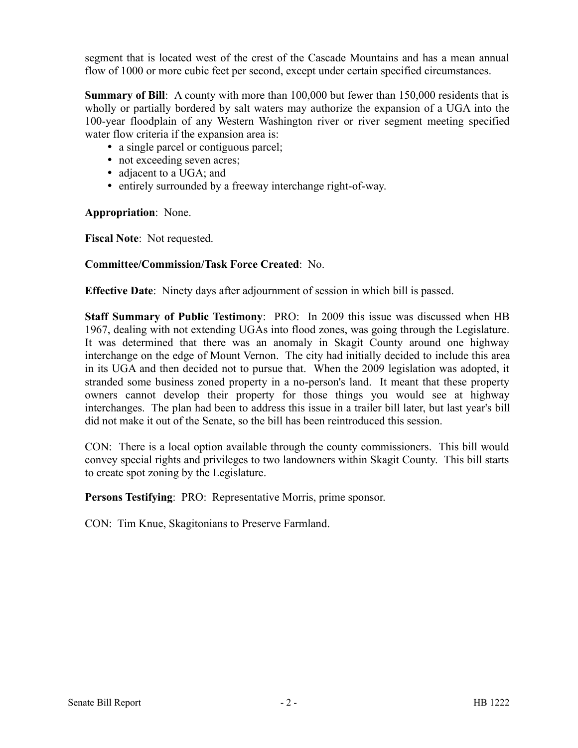segment that is located west of the crest of the Cascade Mountains and has a mean annual flow of 1000 or more cubic feet per second, except under certain specified circumstances.

**Summary of Bill**: A county with more than 100,000 but fewer than 150,000 residents that is wholly or partially bordered by salt waters may authorize the expansion of a UGA into the 100-year floodplain of any Western Washington river or river segment meeting specified water flow criteria if the expansion area is:

- a single parcel or contiguous parcel;
- not exceeding seven acres;
- adjacent to a UGA; and
- entirely surrounded by a freeway interchange right-of-way.

**Appropriation**: None.

**Fiscal Note**: Not requested.

**Committee/Commission/Task Force Created**: No.

**Effective Date**: Ninety days after adjournment of session in which bill is passed.

**Staff Summary of Public Testimony**: PRO: In 2009 this issue was discussed when HB 1967, dealing with not extending UGAs into flood zones, was going through the Legislature. It was determined that there was an anomaly in Skagit County around one highway interchange on the edge of Mount Vernon. The city had initially decided to include this area in its UGA and then decided not to pursue that. When the 2009 legislation was adopted, it stranded some business zoned property in a no-person's land. It meant that these property owners cannot develop their property for those things you would see at highway interchanges. The plan had been to address this issue in a trailer bill later, but last year's bill did not make it out of the Senate, so the bill has been reintroduced this session.

CON: There is a local option available through the county commissioners. This bill would convey special rights and privileges to two landowners within Skagit County. This bill starts to create spot zoning by the Legislature.

**Persons Testifying**: PRO: Representative Morris, prime sponsor.

CON: Tim Knue, Skagitonians to Preserve Farmland.